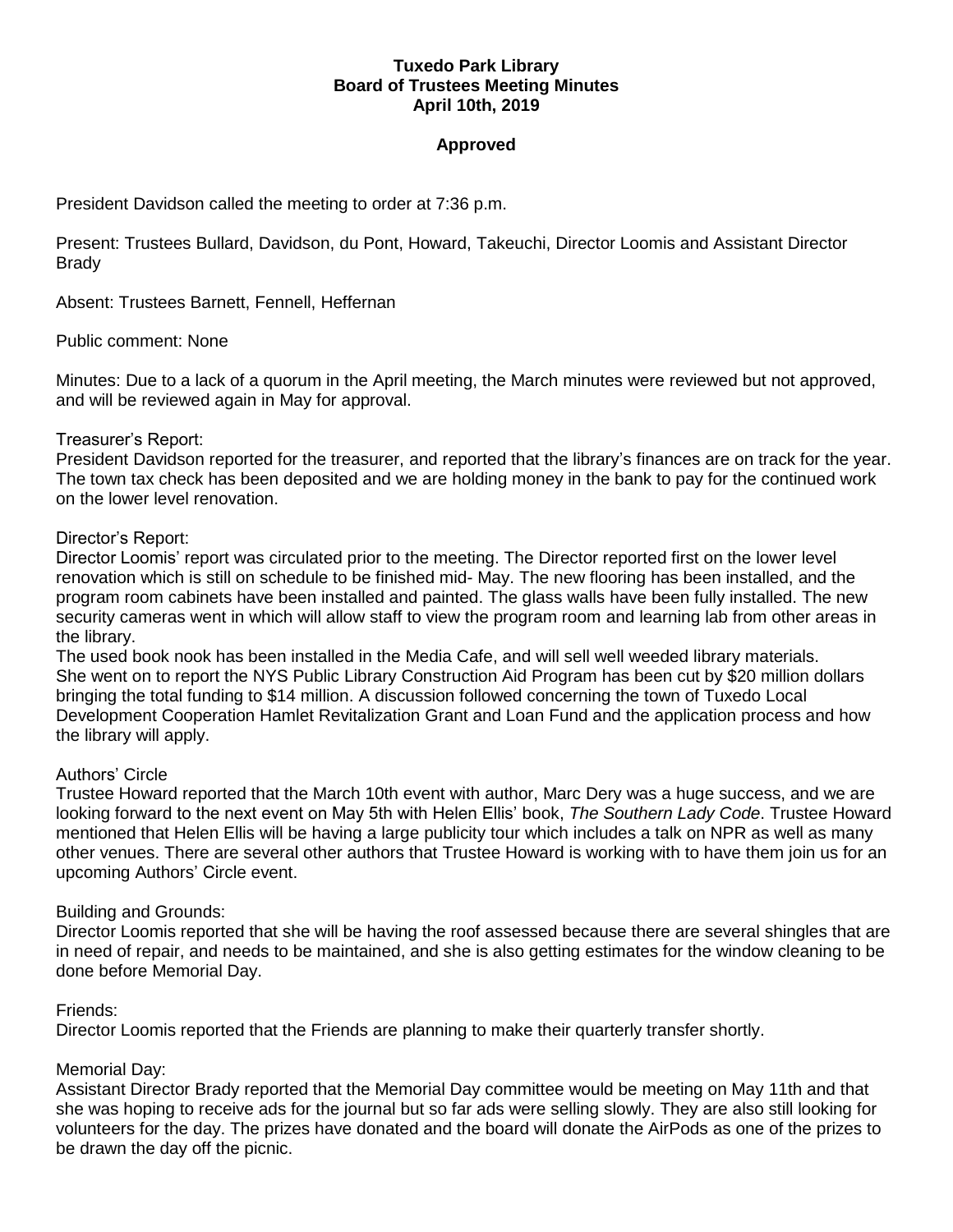**Tuxedo Park Library**
**Board of Trustees Meeting Minutes**
**April 10th, 2019**

**Approved**

President Davidson called the meeting to order at 7:36 p.m.

Present: Trustees Bullard, Davidson, du Pont, Howard, Takeuchi, Director Loomis and Assistant Director Brady

Absent: Trustees Barnett, Fennell, Heffernan

Public comment: None

Minutes: Due to a lack of a quorum in the April meeting, the March minutes were reviewed but not approved, and will be reviewed again in May for approval.

Treasurer's Report:
President Davidson reported for the treasurer, and reported that the library's finances are on track for the year. The town tax check has been deposited and we are holding money in the bank to pay for the continued work on the lower level renovation.

Director's Report:
Director Loomis' report was circulated prior to the meeting. The Director reported first on the lower level renovation which is still on schedule to be finished mid- May. The new flooring has been installed, and the program room cabinets have been installed and painted. The glass walls have been fully installed. The new security cameras went in which will allow staff to view the program room and learning lab from other areas in the library.
The used book nook has been installed in the Media Cafe, and will sell well weeded library materials.
She went on to report the NYS Public Library Construction Aid Program has been cut by $20 million dollars bringing the total funding to $14 million. A discussion followed concerning the town of Tuxedo Local Development Cooperation Hamlet Revitalization Grant and Loan Fund and the application process and how the library will apply.

Authors' Circle
Trustee Howard reported that the March 10th event with author, Marc Dery was a huge success, and we are looking forward to the next event on May 5th with Helen Ellis' book, *The Southern Lady Code*. Trustee Howard mentioned that Helen Ellis will be having a large publicity tour which includes a talk on NPR as well as many other venues. There are several other authors that Trustee Howard is working with to have them join us for an upcoming Authors' Circle event.

Building and Grounds:
Director Loomis reported that she will be having the roof assessed because there are several shingles that are in need of repair, and needs to be maintained, and she is also getting estimates for the window cleaning to be done before Memorial Day.

Friends:
Director Loomis reported that the Friends are planning to make their quarterly transfer shortly.

Memorial Day:
Assistant Director Brady reported that the Memorial Day committee would be meeting on May 11th and that she was hoping to receive ads for the journal but so far ads were selling slowly. They are also still looking for volunteers for the day. The prizes have donated and the board will donate the AirPods as one of the prizes to be drawn the day off the picnic.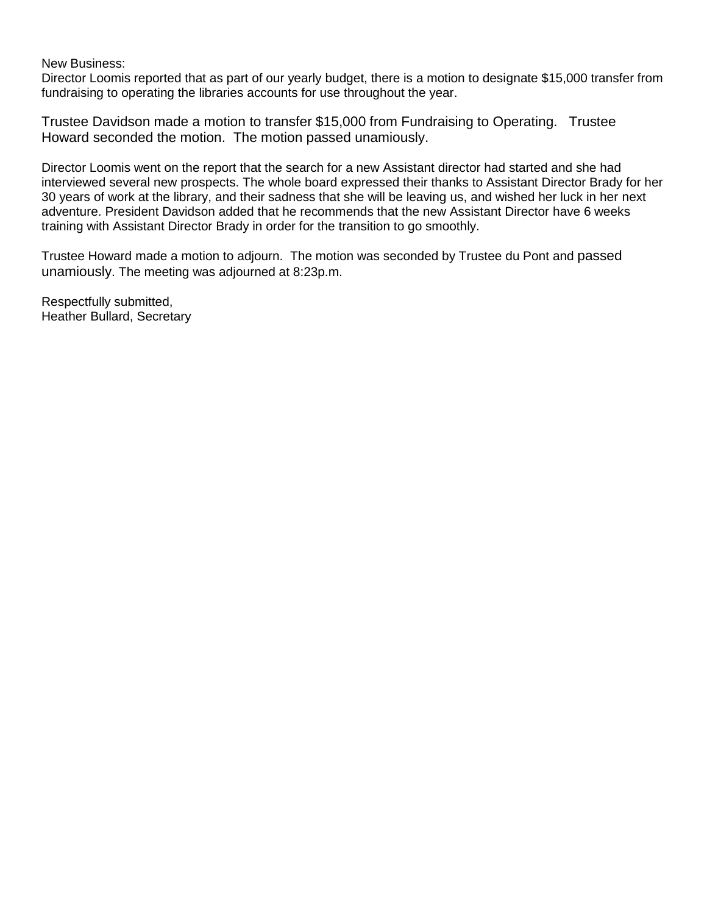New Business:
Director Loomis reported that as part of our yearly budget, there is a motion to designate $15,000 transfer from fundraising to operating the libraries accounts for use throughout the year.

Trustee Davidson made a motion to transfer $15,000 from Fundraising to Operating. Trustee Howard seconded the motion. The motion passed unamiously.

Director Loomis went on the report that the search for a new Assistant director had started and she had interviewed several new prospects. The whole board expressed their thanks to Assistant Director Brady for her 30 years of work at the library, and their sadness that she will be leaving us, and wished her luck in her next adventure. President Davidson added that he recommends that the new Assistant Director have 6 weeks training with Assistant Director Brady in order for the transition to go smoothly.

Trustee Howard made a motion to adjourn. The motion was seconded by Trustee du Pont and passed unamiously. The meeting was adjourned at 8:23p.m.

Respectfully submitted,
Heather Bullard, Secretary